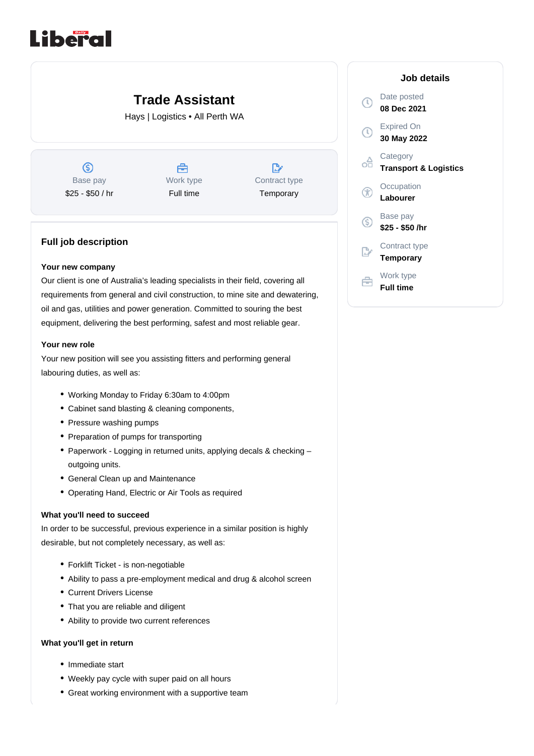# Trade Assistant

Hays | Logistics • All Perth WA

| Base pay | Work type | Contract type |
|---|---|---|
| $25 - $50 / hr | Full time | Temporary |

## Job details

Date posted
**08 Dec 2021**

Expired On
**30 May 2022**

Category
**Transport & Logistics**

Occupation
**Labourer**

Base pay
**$25 - $50 /hr**

Contract type
**Temporary**

Work type
**Full time**

## Full job description

**Your new company**

Our client is one of Australia's leading specialists in their field, covering all requirements from general and civil construction, to mine site and dewatering, oil and gas, utilities and power generation. Committed to souring the best equipment, delivering the best performing, safest and most reliable gear.

**Your new role**

Your new position will see you assisting fitters and performing general labouring duties, as well as:

- Working Monday to Friday 6:30am to 4:00pm
- Cabinet sand blasting & cleaning components,
- Pressure washing pumps
- Preparation of pumps for transporting
- Paperwork - Logging in returned units, applying decals & checking – outgoing units.
- General Clean up and Maintenance
- Operating Hand, Electric or Air Tools as required

**What you'll need to succeed**

In order to be successful, previous experience in a similar position is highly desirable, but not completely necessary, as well as:

- Forklift Ticket - is non-negotiable
- Ability to pass a pre-employment medical and drug & alcohol screen
- Current Drivers License
- That you are reliable and diligent
- Ability to provide two current references

**What you'll get in return**

- Immediate start
- Weekly pay cycle with super paid on all hours
- Great working environment with a supportive team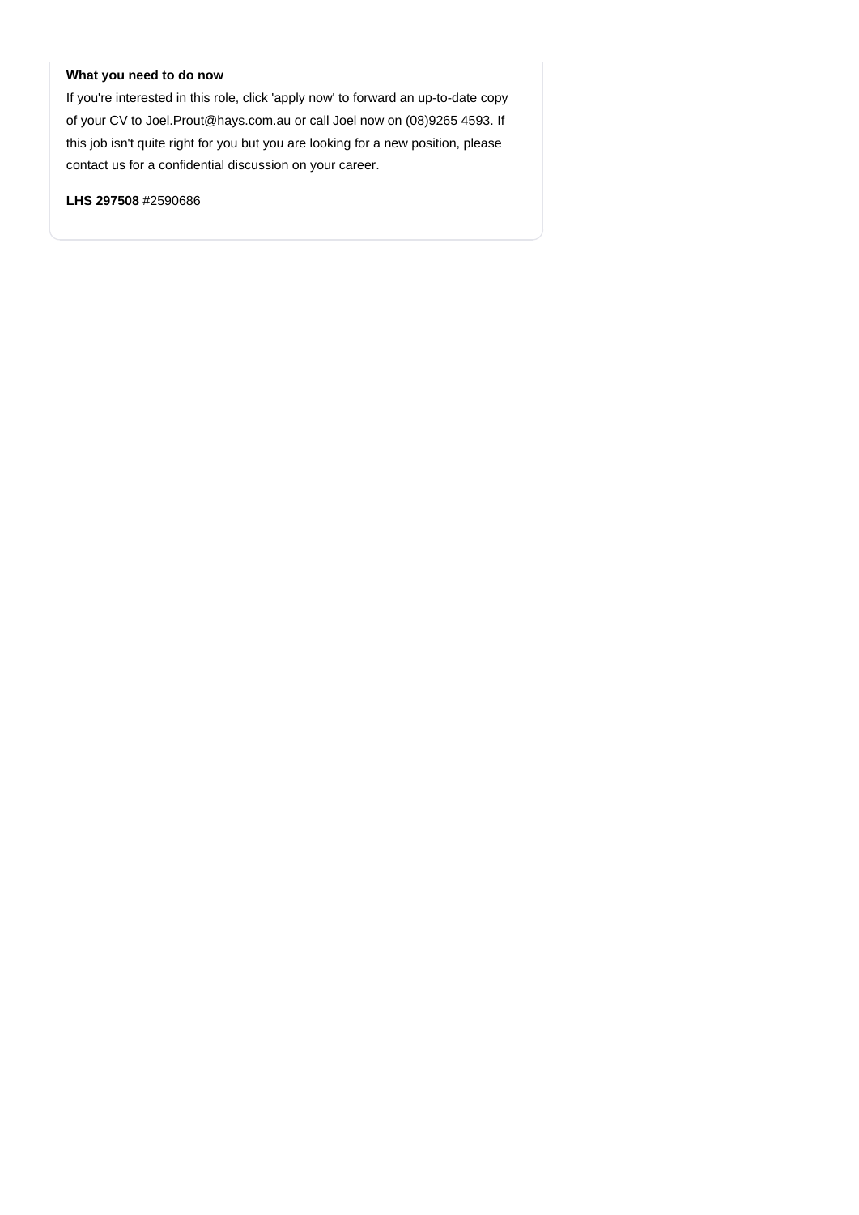**What you need to do now**

If you're interested in this role, click 'apply now' to forward an up-to-date copy of your CV to Joel.Prout@hays.com.au or call Joel now on (08)9265 4593. If this job isn't quite right for you but you are looking for a new position, please contact us for a confidential discussion on your career.

**LHS 297508** #2590686